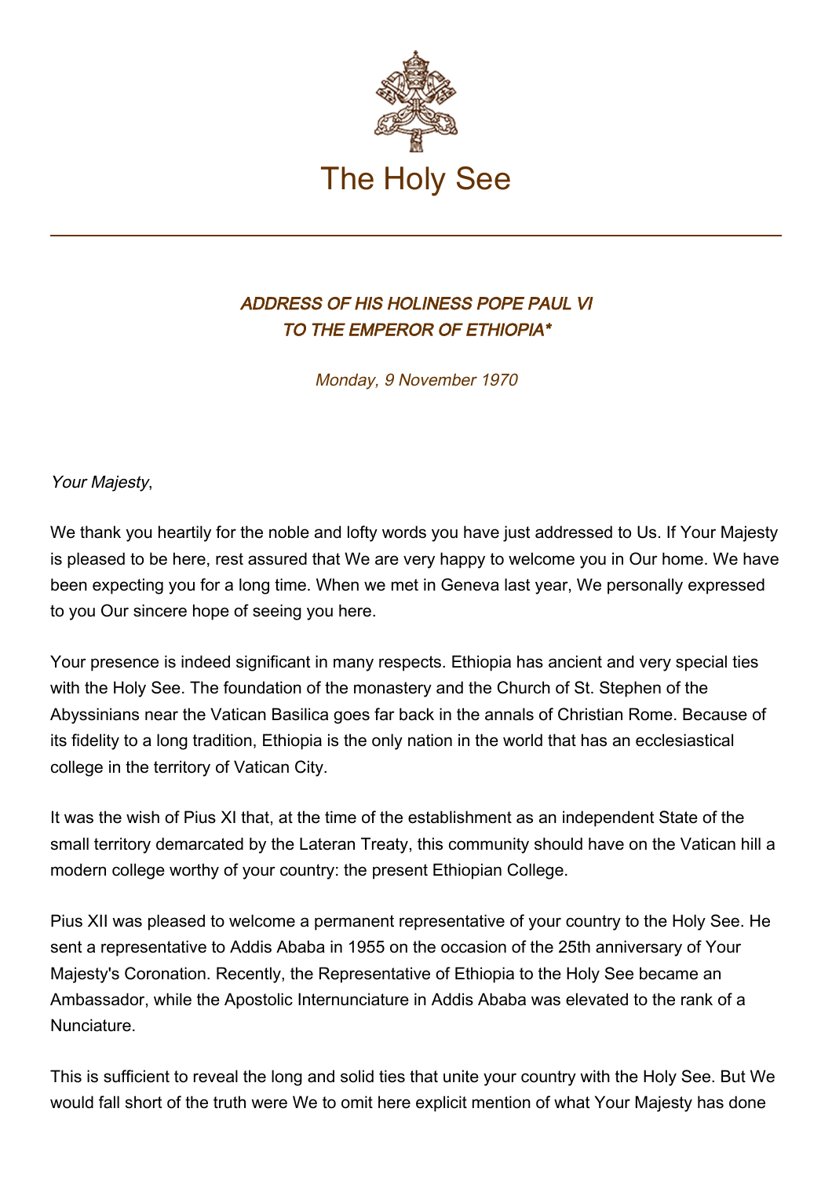# The Holy See

## *ADDRESS OF HIS HOLINESS POPE PAUL VI TO THE EMPEROR OF ETHIOPIA**

*Monday, 9 November 1970*

*Your Majesty*,

We thank you heartily for the noble and lofty words you have just addressed to Us. If Your Majesty is pleased to be here, rest assured that We are very happy to welcome you in Our home. We have been expecting you for a long time. When we met in Geneva last year, We personally expressed to you Our sincere hope of seeing you here.

Your presence is indeed significant in many respects. Ethiopia has ancient and very special ties with the Holy See. The foundation of the monastery and the Church of St. Stephen of the Abyssinians near the Vatican Basilica goes far back in the annals of Christian Rome. Because of its fidelity to a long tradition, Ethiopia is the only nation in the world that has an ecclesiastical college in the territory of Vatican City.

It was the wish of Pius XI that, at the time of the establishment as an independent State of the small territory demarcated by the Lateran Treaty, this community should have on the Vatican hill a modern college worthy of your country: the present Ethiopian College.

Pius XII was pleased to welcome a permanent representative of your country to the Holy See. He sent a representative to Addis Ababa in 1955 on the occasion of the 25th anniversary of Your Majesty's Coronation. Recently, the Representative of Ethiopia to the Holy See became an Ambassador, while the Apostolic Internunciature in Addis Ababa was elevated to the rank of a Nunciature.

This is sufficient to reveal the long and solid ties that unite your country with the Holy See. But We would fall short of the truth were We to omit here explicit mention of what Your Majesty has done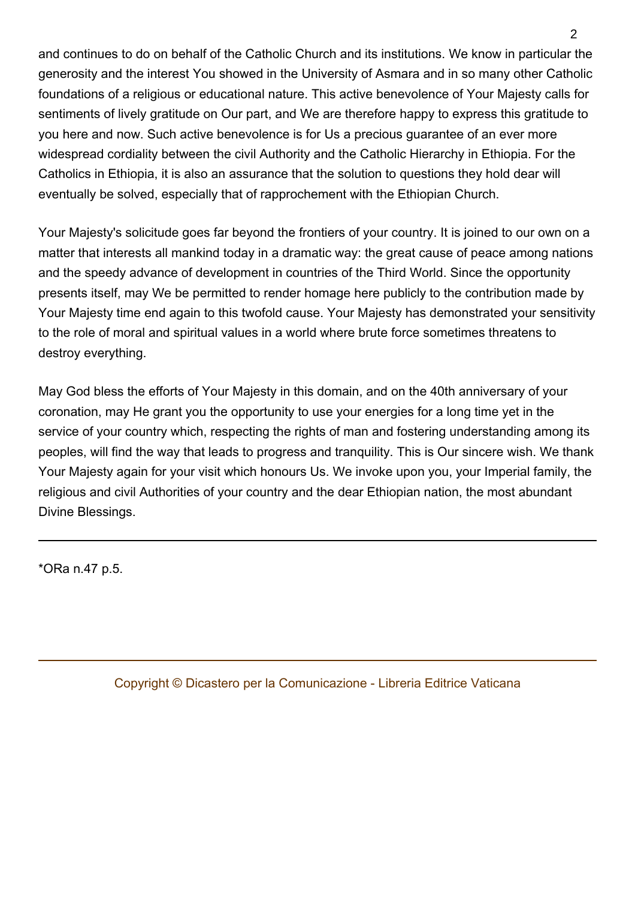and continues to do on behalf of the Catholic Church and its institutions. We know in particular the generosity and the interest You showed in the University of Asmara and in so many other Catholic foundations of a religious or educational nature. This active benevolence of Your Majesty calls for sentiments of lively gratitude on Our part, and We are therefore happy to express this gratitude to you here and now. Such active benevolence is for Us a precious guarantee of an ever more widespread cordiality between the civil Authority and the Catholic Hierarchy in Ethiopia. For the Catholics in Ethiopia, it is also an assurance that the solution to questions they hold dear will eventually be solved, especially that of rapprochement with the Ethiopian Church.

Your Majesty's solicitude goes far beyond the frontiers of your country. It is joined to our own on a matter that interests all mankind today in a dramatic way: the great cause of peace among nations and the speedy advance of development in countries of the Third World. Since the opportunity presents itself, may We be permitted to render homage here publicly to the contribution made by Your Majesty time end again to this twofold cause. Your Majesty has demonstrated your sensitivity to the role of moral and spiritual values in a world where brute force sometimes threatens to destroy everything.

May God bless the efforts of Your Majesty in this domain, and on the 40th anniversary of your coronation, may He grant you the opportunity to use your energies for a long time yet in the service of your country which, respecting the rights of man and fostering understanding among its peoples, will find the way that leads to progress and tranquility. This is Our sincere wish. We thank Your Majesty again for your visit which honours Us. We invoke upon you, your Imperial family, the religious and civil Authorities of your country and the dear Ethiopian nation, the most abundant Divine Blessings.

---

*ORa n.47 p.5.

---

Copyright © Dicastero per la Comunicazione - Libreria Editrice Vaticana